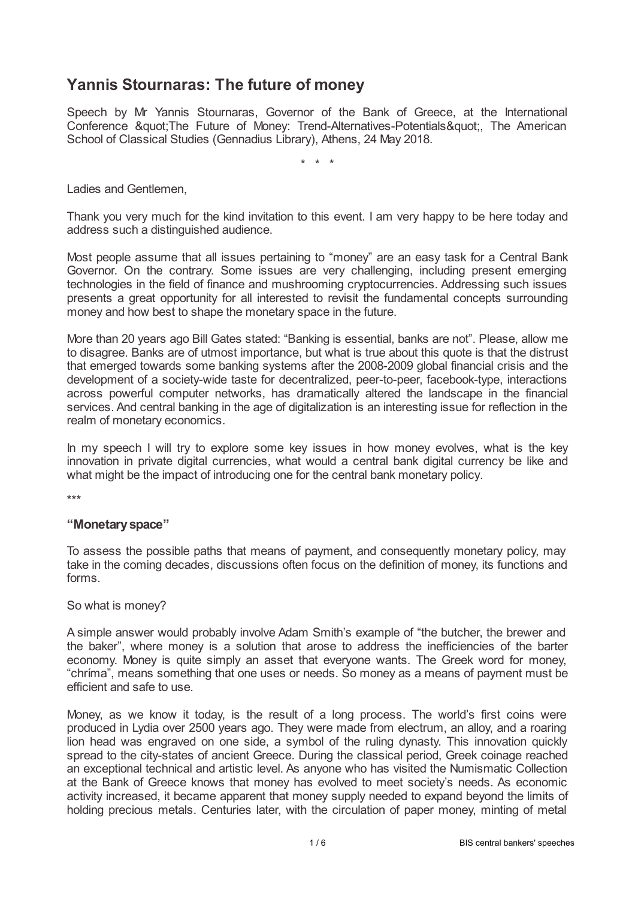# Yannis Stournaras: The future of money

Speech by Mr Yannis Stournaras, Governor of the Bank of Greece, at the International Conference &quot;The Future of Money: Trend-Alternatives-Potentials&quot;, The American School of Classical Studies (Gennadius Library), Athens, 24 May 2018.

\* \* \*

Ladies and Gentlemen,

Thank you very much for the kind invitation to this event. I am very happy to be here today and address such a distinguished audience.

Most people assume that all issues pertaining to "money" are an easy task for a Central Bank Governor. On the contrary. Some issues are very challenging, including present emerging technologies in the field of finance and mushrooming cryptocurrencies. Addressing such issues presents a great opportunity for all interested to revisit the fundamental concepts surrounding money and how best to shape the monetary space in the future.

More than 20 years ago Bill Gates stated: "Banking is essential, banks are not". Please, allow me to disagree. Banks are of utmost importance, but what is true about this quote is that the distrust that emerged towards some banking systems after the 2008-2009 global financial crisis and the development of a society-wide taste for decentralized, peer-to-peer, facebook-type, interactions across powerful computer networks, has dramatically altered the landscape in the financial services. And central banking in the age of digitalization is an interesting issue for reflection in the realm of monetary economics.

In my speech I will try to explore some key issues in how money evolves, what is the key innovation in private digital currencies, what would a central bank digital currency be like and what might be the impact of introducing one for the central bank monetary policy.

\*\*\*

## "Monetary space"

To assess the possible paths that means of payment, and consequently monetary policy, may take in the coming decades, discussions often focus on the definition of money, its functions and forms.

So what is money?

A simple answer would probably involve Adam Smith's example of "the butcher, the brewer and the baker", where money is a solution that arose to address the inefficiencies of the barter economy. Money is quite simply an asset that everyone wants. The Greek word for money, "chríma", means something that one uses or needs. So money as a means of payment must be efficient and safe to use.

Money, as we know it today, is the result of a long process. The world's first coins were produced in Lydia over 2500 years ago. They were made from electrum, an alloy, and a roaring lion head was engraved on one side, a symbol of the ruling dynasty. This innovation quickly spread to the city-states of ancient Greece. During the classical period, Greek coinage reached an exceptional technical and artistic level. As anyone who has visited the Numismatic Collection at the Bank of Greece knows that money has evolved to meet society's needs. As economic activity increased, it became apparent that money supply needed to expand beyond the limits of holding precious metals. Centuries later, with the circulation of paper money, minting of metal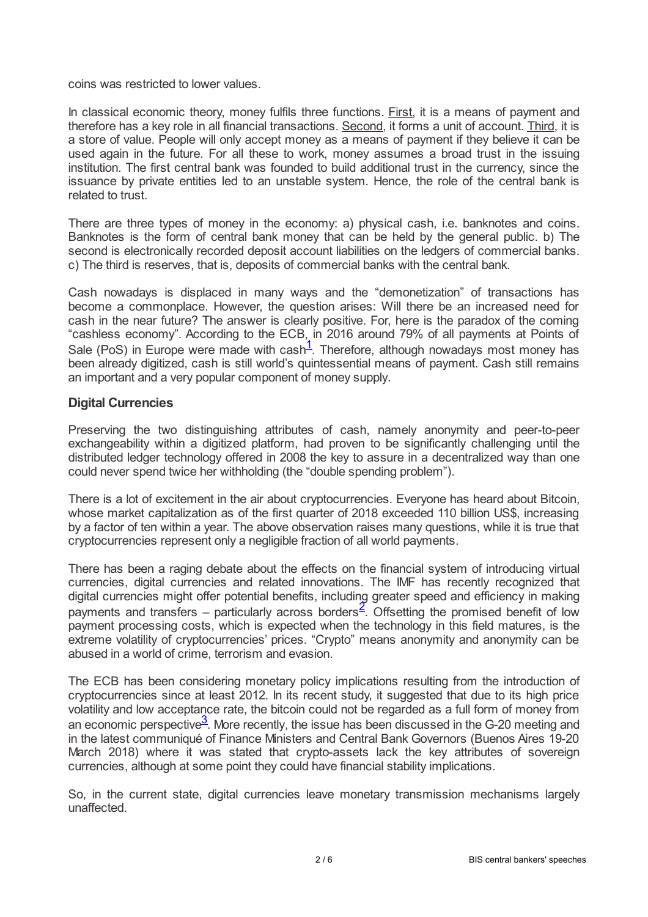coins was restricted to lower values.

In classical economic theory, money fulfils three functions. First, it is a means of payment and therefore has a key role in all financial transactions. Second, it forms a unit of account. Third, it is a store of value. People will only accept money as a means of payment if they believe it can be used again in the future. For all these to work, money assumes a broad trust in the issuing institution. The first central bank was founded to build additional trust in the currency, since the issuance by private entities led to an unstable system. Hence, the role of the central bank is related to trust.

There are three types of money in the economy: a) physical cash, i.e. banknotes and coins. Banknotes is the form of central bank money that can be held by the general public. b) The second is electronically recorded deposit account liabilities on the ledgers of commercial banks. c) The third is reserves, that is, deposits of commercial banks with the central bank.

Cash nowadays is displaced in many ways and the "demonetization" of transactions has become a commonplace. However, the question arises: Will there be an increased need for cash in the near future? The answer is clearly positive. For, here is the paradox of the coming "cashless economy". According to the ECB, in 2016 around 79% of all payments at Points of Sale (PoS) in Europe were made with cash[1]. Therefore, although nowadays most money has been already digitized, cash is still world's quintessential means of payment. Cash still remains an important and a very popular component of money supply.

## Digital Currencies

Preserving the two distinguishing attributes of cash, namely anonymity and peer-to-peer exchangeability within a digitized platform, had proven to be significantly challenging until the distributed ledger technology offered in 2008 the key to assure in a decentralized way than one could never spend twice her withholding (the "double spending problem").

There is a lot of excitement in the air about cryptocurrencies. Everyone has heard about Bitcoin, whose market capitalization as of the first quarter of 2018 exceeded 110 billion US$, increasing by a factor of ten within a year. The above observation raises many questions, while it is true that cryptocurrencies represent only a negligible fraction of all world payments.

There has been a raging debate about the effects on the financial system of introducing virtual currencies, digital currencies and related innovations. The IMF has recently recognized that digital currencies might offer potential benefits, including greater speed and efficiency in making payments and transfers – particularly across borders[2]. Offsetting the promised benefit of low payment processing costs, which is expected when the technology in this field matures, is the extreme volatility of cryptocurrencies' prices. "Crypto" means anonymity and anonymity can be abused in a world of crime, terrorism and evasion.

The ECB has been considering monetary policy implications resulting from the introduction of cryptocurrencies since at least 2012. In its recent study, it suggested that due to its high price volatility and low acceptance rate, the bitcoin could not be regarded as a full form of money from an economic perspective[3]. More recently, the issue has been discussed in the G-20 meeting and in the latest communiqué of Finance Ministers and Central Bank Governors (Buenos Aires 19-20 March 2018) where it was stated that crypto-assets lack the key attributes of sovereign currencies, although at some point they could have financial stability implications.

So, in the current state, digital currencies leave monetary transmission mechanisms largely unaffected.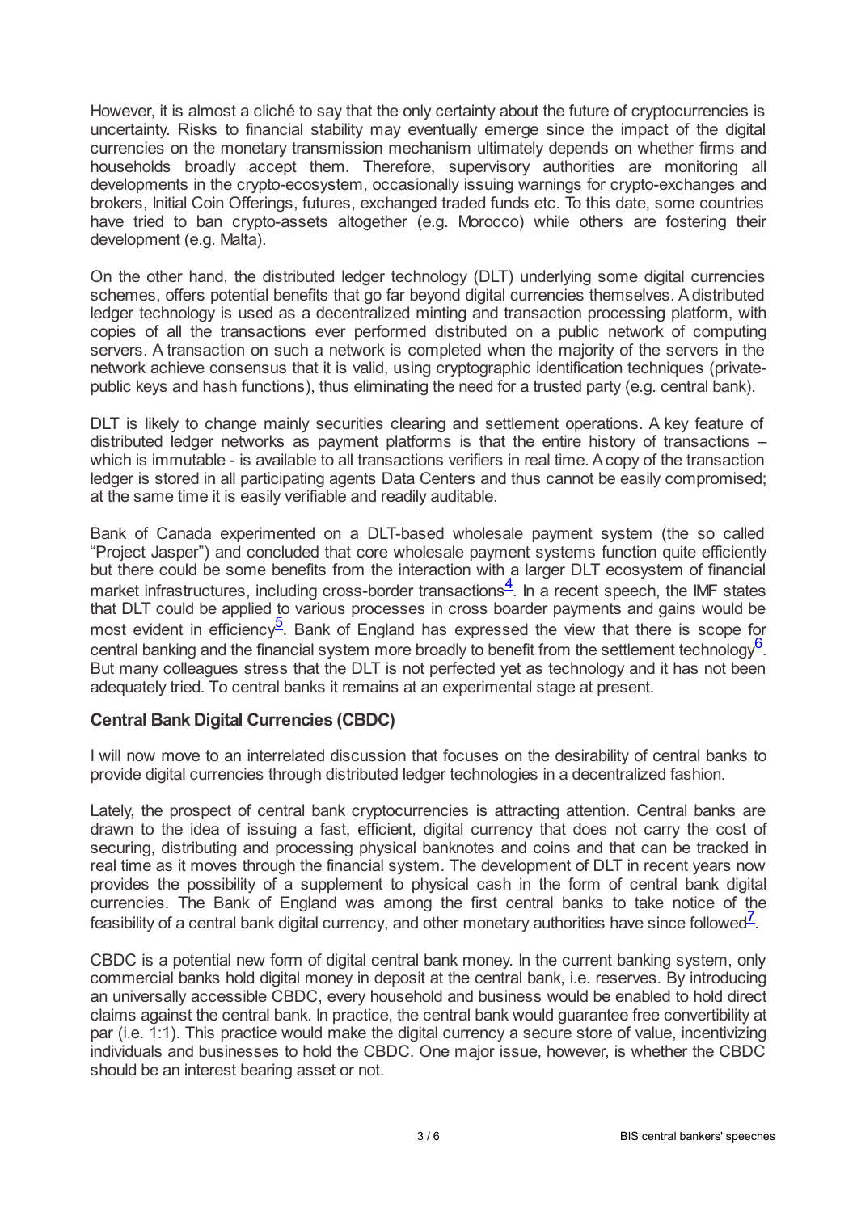However, it is almost a cliché to say that the only certainty about the future of cryptocurrencies is uncertainty. Risks to financial stability may eventually emerge since the impact of the digital currencies on the monetary transmission mechanism ultimately depends on whether firms and households broadly accept them. Therefore, supervisory authorities are monitoring all developments in the crypto-ecosystem, occasionally issuing warnings for crypto-exchanges and brokers, Initial Coin Offerings, futures, exchanged traded funds etc. To this date, some countries have tried to ban crypto-assets altogether (e.g. Morocco) while others are fostering their development (e.g. Malta).

On the other hand, the distributed ledger technology (DLT) underlying some digital currencies schemes, offers potential benefits that go far beyond digital currencies themselves. A distributed ledger technology is used as a decentralized minting and transaction processing platform, with copies of all the transactions ever performed distributed on a public network of computing servers. A transaction on such a network is completed when the majority of the servers in the network achieve consensus that it is valid, using cryptographic identification techniques (private-public keys and hash functions), thus eliminating the need for a trusted party (e.g. central bank).

DLT is likely to change mainly securities clearing and settlement operations. A key feature of distributed ledger networks as payment platforms is that the entire history of transactions – which is immutable - is available to all transactions verifiers in real time. A copy of the transaction ledger is stored in all participating agents Data Centers and thus cannot be easily compromised; at the same time it is easily verifiable and readily auditable.

Bank of Canada experimented on a DLT-based wholesale payment system (the so called "Project Jasper") and concluded that core wholesale payment systems function quite efficiently but there could be some benefits from the interaction with a larger DLT ecosystem of financial market infrastructures, including cross-border transactions[4]. In a recent speech, the IMF states that DLT could be applied to various processes in cross boarder payments and gains would be most evident in efficiency[5]. Bank of England has expressed the view that there is scope for central banking and the financial system more broadly to benefit from the settlement technology[6]. But many colleagues stress that the DLT is not perfected yet as technology and it has not been adequately tried. To central banks it remains at an experimental stage at present.

### Central Bank Digital Currencies (CBDC)

I will now move to an interrelated discussion that focuses on the desirability of central banks to provide digital currencies through distributed ledger technologies in a decentralized fashion.

Lately, the prospect of central bank cryptocurrencies is attracting attention. Central banks are drawn to the idea of issuing a fast, efficient, digital currency that does not carry the cost of securing, distributing and processing physical banknotes and coins and that can be tracked in real time as it moves through the financial system. The development of DLT in recent years now provides the possibility of a supplement to physical cash in the form of central bank digital currencies. The Bank of England was among the first central banks to take notice of the feasibility of a central bank digital currency, and other monetary authorities have since followed[7].

CBDC is a potential new form of digital central bank money. In the current banking system, only commercial banks hold digital money in deposit at the central bank, i.e. reserves. By introducing an universally accessible CBDC, every household and business would be enabled to hold direct claims against the central bank. In practice, the central bank would guarantee free convertibility at par (i.e. 1:1). This practice would make the digital currency a secure store of value, incentivizing individuals and businesses to hold the CBDC. One major issue, however, is whether the CBDC should be an interest bearing asset or not.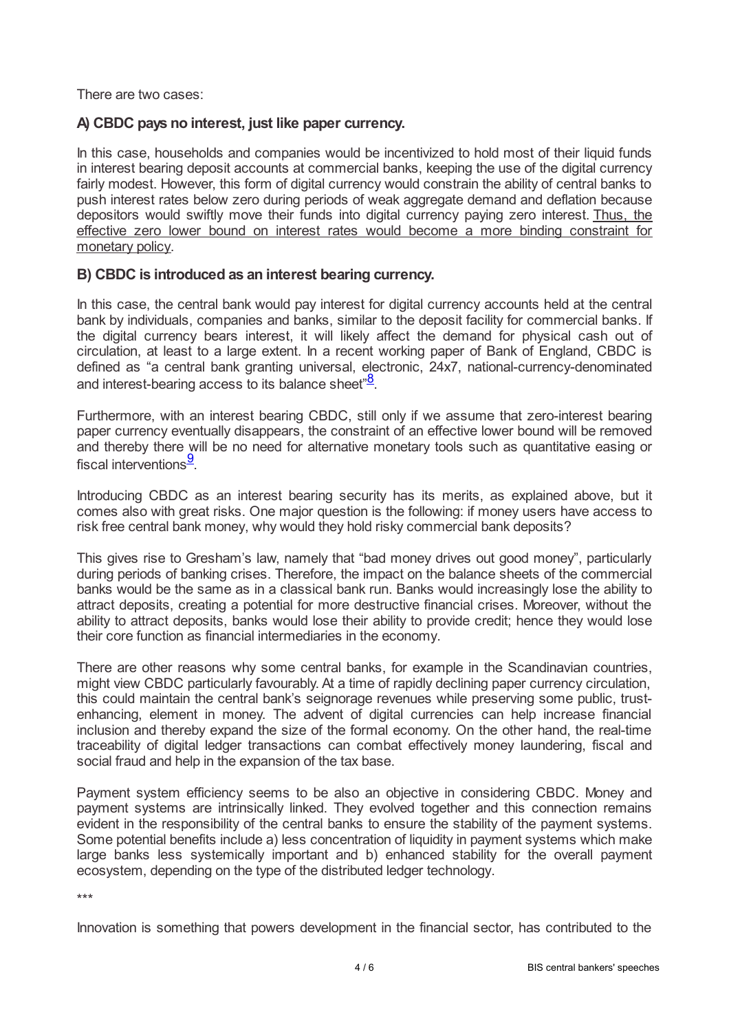There are two cases:

**A) CBDC pays no interest, just like paper currency.**

In this case, households and companies would be incentivized to hold most of their liquid funds in interest bearing deposit accounts at commercial banks, keeping the use of the digital currency fairly modest. However, this form of digital currency would constrain the ability of central banks to push interest rates below zero during periods of weak aggregate demand and deflation because depositors would swiftly move their funds into digital currency paying zero interest. Thus, the effective zero lower bound on interest rates would become a more binding constraint for monetary policy.

**B) CBDC is introduced as an interest bearing currency.**

In this case, the central bank would pay interest for digital currency accounts held at the central bank by individuals, companies and banks, similar to the deposit facility for commercial banks. If the digital currency bears interest, it will likely affect the demand for physical cash out of circulation, at least to a large extent. In a recent working paper of Bank of England, CBDC is defined as "a central bank granting universal, electronic, 24x7, national-currency-denominated and interest-bearing access to its balance sheet"[8].

Furthermore, with an interest bearing CBDC, still only if we assume that zero-interest bearing paper currency eventually disappears, the constraint of an effective lower bound will be removed and thereby there will be no need for alternative monetary tools such as quantitative easing or fiscal interventions[9].

Introducing CBDC as an interest bearing security has its merits, as explained above, but it comes also with great risks. One major question is the following: if money users have access to risk free central bank money, why would they hold risky commercial bank deposits?

This gives rise to Gresham's law, namely that "bad money drives out good money", particularly during periods of banking crises. Therefore, the impact on the balance sheets of the commercial banks would be the same as in a classical bank run. Banks would increasingly lose the ability to attract deposits, creating a potential for more destructive financial crises. Moreover, without the ability to attract deposits, banks would lose their ability to provide credit; hence they would lose their core function as financial intermediaries in the economy.

There are other reasons why some central banks, for example in the Scandinavian countries, might view CBDC particularly favourably. At a time of rapidly declining paper currency circulation, this could maintain the central bank's seignorage revenues while preserving some public, trust-enhancing, element in money. The advent of digital currencies can help increase financial inclusion and thereby expand the size of the formal economy. On the other hand, the real-time traceability of digital ledger transactions can combat effectively money laundering, fiscal and social fraud and help in the expansion of the tax base.

Payment system efficiency seems to be also an objective in considering CBDC. Money and payment systems are intrinsically linked. They evolved together and this connection remains evident in the responsibility of the central banks to ensure the stability of the payment systems. Some potential benefits include a) less concentration of liquidity in payment systems which make large banks less systemically important and b) enhanced stability for the overall payment ecosystem, depending on the type of the distributed ledger technology.

\*\*\*

Innovation is something that powers development in the financial sector, has contributed to the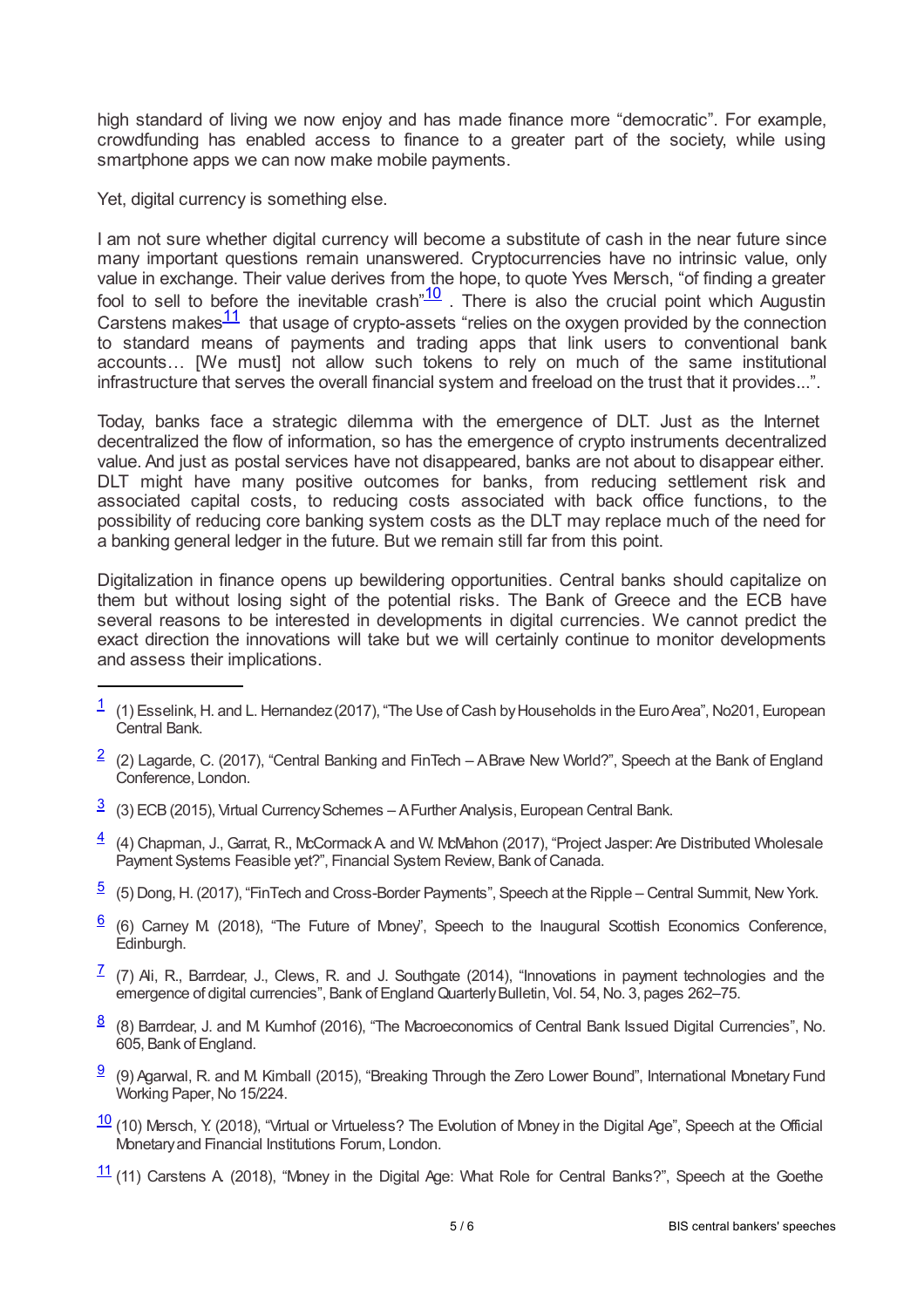high standard of living we now enjoy and has made finance more “democratic”. For example, crowdfunding has enabled access to finance to a greater part of the society, while using smartphone apps we can now make mobile payments.

Yet, digital currency is something else.

I am not sure whether digital currency will become a substitute of cash in the near future since many important questions remain unanswered. Cryptocurrencies have no intrinsic value, only value in exchange. Their value derives from the hope, to quote Yves Mersch, “of finding a greater fool to sell to before the inevitable crash”[10] . There is also the crucial point which Augustin Carstens makes[11] that usage of crypto-assets “relies on the oxygen provided by the connection to standard means of payments and trading apps that link users to conventional bank accounts… [We must] not allow such tokens to rely on much of the same institutional infrastructure that serves the overall financial system and freeload on the trust that it provides...”.

Today, banks face a strategic dilemma with the emergence of DLT. Just as the Internet decentralized the flow of information, so has the emergence of crypto instruments decentralized value. And just as postal services have not disappeared, banks are not about to disappear either. DLT might have many positive outcomes for banks, from reducing settlement risk and associated capital costs, to reducing costs associated with back office functions, to the possibility of reducing core banking system costs as the DLT may replace much of the need for a banking general ledger in the future. But we remain still far from this point.

Digitalization in finance opens up bewildering opportunities. Central banks should capitalize on them but without losing sight of the potential risks. The Bank of Greece and the ECB have several reasons to be interested in developments in digital currencies. We cannot predict the exact direction the innovations will take but we will certainly continue to monitor developments and assess their implications.

---

[1] (1) Esselink, H. and L. Hernandez (2017), “The Use of Cash by Households in the Euro Area”, No201, European Central Bank.

[2] (2) Lagarde, C. (2017), “Central Banking and FinTech – A Brave New World?”, Speech at the Bank of England Conference, London.

[3] (3) ECB (2015), Virtual Currency Schemes – A Further Analysis, European Central Bank.

[4] (4) Chapman, J., Garrat, R., McCormack A. and W. McMahon (2017), “Project Jasper: Are Distributed Wholesale Payment Systems Feasible yet?”, Financial System Review, Bank of Canada.

[5] (5) Dong, H. (2017), “FinTech and Cross-Border Payments”, Speech at the Ripple – Central Summit, New York.

[6] (6) Carney M. (2018), “The Future of Money”, Speech to the Inaugural Scottish Economics Conference, Edinburgh.

[7] (7) Ali, R., Barrdear, J., Clews, R. and J. Southgate (2014), “Innovations in payment technologies and the emergence of digital currencies”, Bank of England Quarterly Bulletin, Vol. 54, No. 3, pages 262–75.

[8] (8) Barrdear, J. and M. Kumhof (2016), “The Macroeconomics of Central Bank Issued Digital Currencies”, No. 605, Bank of England.

[9] (9) Agarwal, R. and M. Kimball (2015), “Breaking Through the Zero Lower Bound”, International Monetary Fund Working Paper, No 15/224.

[10] (10) Mersch, Y. (2018), “Virtual or Virtueless? The Evolution of Money in the Digital Age”, Speech at the Official Monetary and Financial Institutions Forum, London.

[11] (11) Carstens A. (2018), “Money in the Digital Age: What Role for Central Banks?”, Speech at the Goethe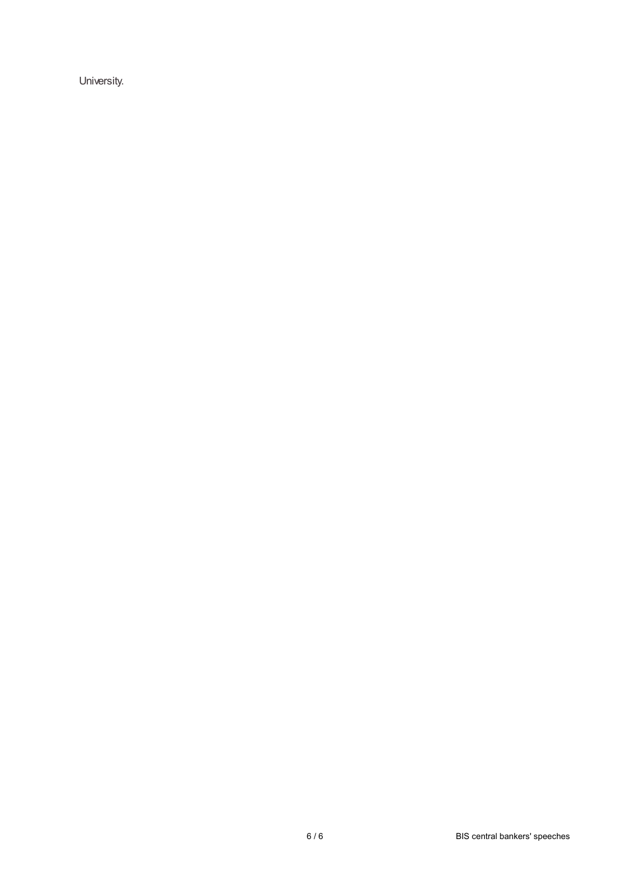University.